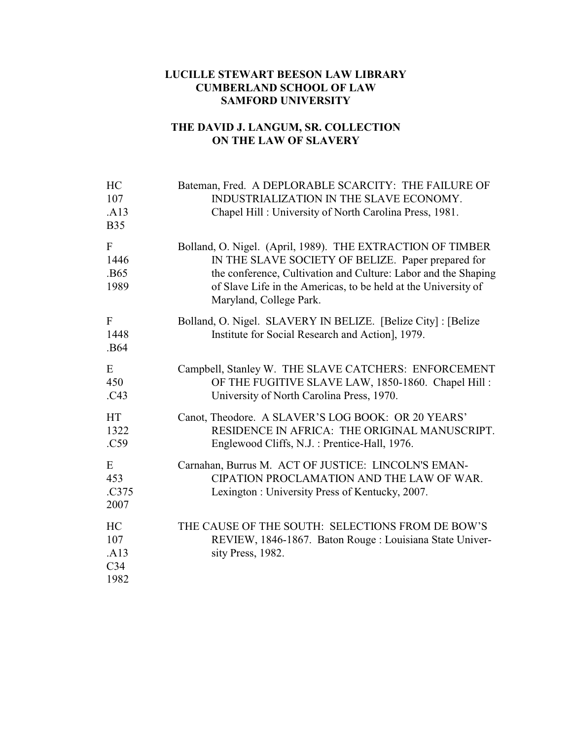**LUCILLE STEWART BEESON LAW LIBRARY**
**CUMBERLAND SCHOOL OF LAW**
**SAMFORD UNIVERSITY**

**THE DAVID J. LANGUM, SR. COLLECTION**
**ON THE LAW OF SLAVERY**

| Call Number | Entry |
|---|---|
| HC 107 .A13 B35 | Bateman, Fred. A DEPLORABLE SCARCITY: THE FAILURE OF INDUSTRIALIZATION IN THE SLAVE ECONOMY. Chapel Hill : University of North Carolina Press, 1981. |
| F 1446 .B65 1989 | Bolland, O. Nigel. (April, 1989). THE EXTRACTION OF TIMBER IN THE SLAVE SOCIETY OF BELIZE. Paper prepared for the conference, Cultivation and Culture: Labor and the Shaping of Slave Life in the Americas, to be held at the University of Maryland, College Park. |
| F 1448 .B64 | Bolland, O. Nigel. SLAVERY IN BELIZE. [Belize City] : [Belize Institute for Social Research and Action], 1979. |
| E 450 .C43 | Campbell, Stanley W. THE SLAVE CATCHERS: ENFORCEMENT OF THE FUGITIVE SLAVE LAW, 1850-1860. Chapel Hill : University of North Carolina Press, 1970. |
| HT 1322 .C59 | Canot, Theodore. A SLAVER'S LOG BOOK: OR 20 YEARS' RESIDENCE IN AFRICA: THE ORIGINAL MANUSCRIPT. Englewood Cliffs, N.J. : Prentice-Hall, 1976. |
| E 453 .C375 2007 | Carnahan, Burrus M. ACT OF JUSTICE: LINCOLN'S EMANCIPATION PROCLAMATION AND THE LAW OF WAR. Lexington : University Press of Kentucky, 2007. |
| HC 107 .A13 C34 1982 | THE CAUSE OF THE SOUTH: SELECTIONS FROM DE BOW'S REVIEW, 1846-1867. Baton Rouge : Louisiana State University Press, 1982. |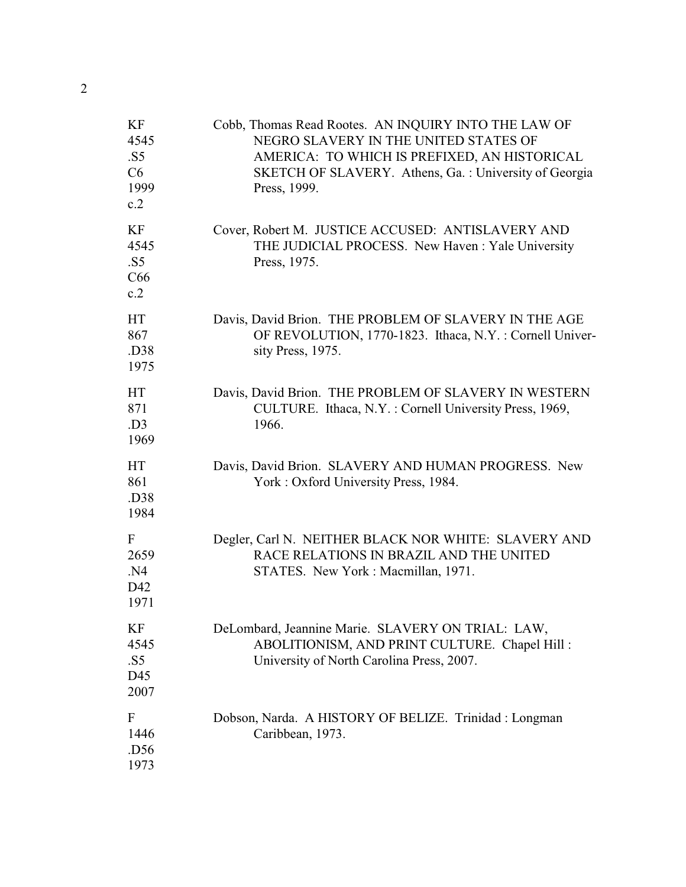| | |
|---|---|
| KF 4545 .S5 C6 1999 c.2 | Cobb, Thomas Read Rootes. AN INQUIRY INTO THE LAW OF NEGRO SLAVERY IN THE UNITED STATES OF AMERICA: TO WHICH IS PREFIXED, AN HISTORICAL SKETCH OF SLAVERY. Athens, Ga. : University of Georgia Press, 1999. |
| KF 4545 .S5 C66 c.2 | Cover, Robert M. JUSTICE ACCUSED: ANTISLAVERY AND THE JUDICIAL PROCESS. New Haven : Yale University Press, 1975. |
| HT 867 .D38 1975 | Davis, David Brion. THE PROBLEM OF SLAVERY IN THE AGE OF REVOLUTION, 1770-1823. Ithaca, N.Y. : Cornell University Press, 1975. |
| HT 871 .D3 1969 | Davis, David Brion. THE PROBLEM OF SLAVERY IN WESTERN CULTURE. Ithaca, N.Y. : Cornell University Press, 1969, 1966. |
| HT 861 .D38 1984 | Davis, David Brion. SLAVERY AND HUMAN PROGRESS. New York : Oxford University Press, 1984. |
| F 2659 .N4 D42 1971 | Degler, Carl N. NEITHER BLACK NOR WHITE: SLAVERY AND RACE RELATIONS IN BRAZIL AND THE UNITED STATES. New York : Macmillan, 1971. |
| KF 4545 .S5 D45 2007 | DeLombard, Jeannine Marie. SLAVERY ON TRIAL: LAW, ABOLITIONISM, AND PRINT CULTURE. Chapel Hill : University of North Carolina Press, 2007. |
| F 1446 .D56 1973 | Dobson, Narda. A HISTORY OF BELIZE. Trinidad : Longman Caribbean, 1973. |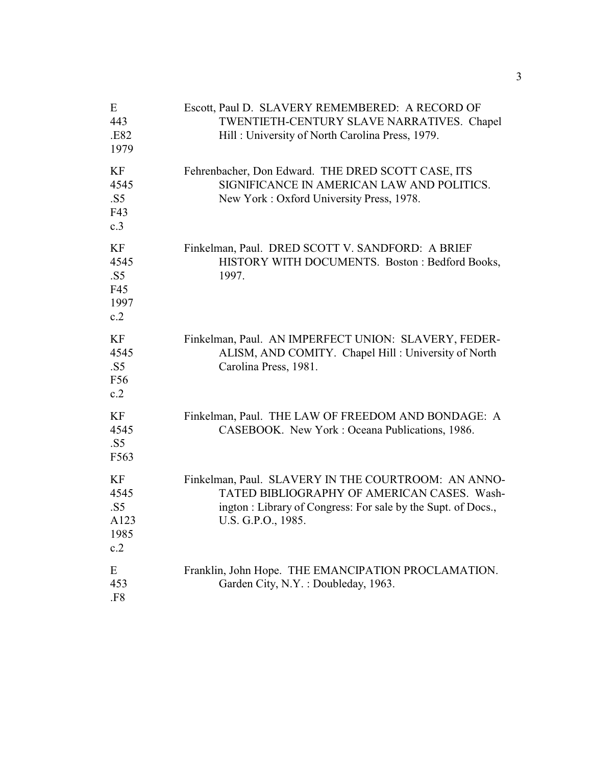| Call Number | Entry |
| --- | --- |
| E 443 .E82 1979 | Escott, Paul D. SLAVERY REMEMBERED: A RECORD OF TWENTIETH-CENTURY SLAVE NARRATIVES. Chapel Hill : University of North Carolina Press, 1979. |
| KF 4545 .S5 F43 c.3 | Fehrenbacher, Don Edward. THE DRED SCOTT CASE, ITS SIGNIFICANCE IN AMERICAN LAW AND POLITICS. New York : Oxford University Press, 1978. |
| KF 4545 .S5 F45 1997 c.2 | Finkelman, Paul. DRED SCOTT V. SANDFORD: A BRIEF HISTORY WITH DOCUMENTS. Boston : Bedford Books, 1997. |
| KF 4545 .S5 F56 c.2 | Finkelman, Paul. AN IMPERFECT UNION: SLAVERY, FEDERALISM, AND COMITY. Chapel Hill : University of North Carolina Press, 1981. |
| KF 4545 .S5 F563 | Finkelman, Paul. THE LAW OF FREEDOM AND BONDAGE: A CASEBOOK. New York : Oceana Publications, 1986. |
| KF 4545 .S5 A123 1985 c.2 | Finkelman, Paul. SLAVERY IN THE COURTROOM: AN ANNOTATED BIBLIOGRAPHY OF AMERICAN CASES. Washington : Library of Congress: For sale by the Supt. of Docs., U.S. G.P.O., 1985. |
| E 453 .F8 | Franklin, John Hope. THE EMANCIPATION PROCLAMATION. Garden City, N.Y. : Doubleday, 1963. |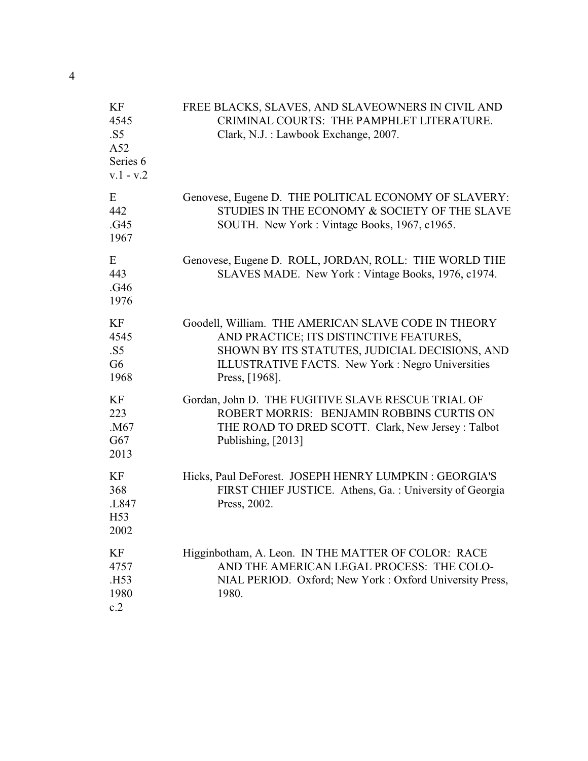| Call Number | Citation |
|---|---|
| KF 4545 .S5 A52 Series 6 v.1 - v.2 | FREE BLACKS, SLAVES, AND SLAVEOWNERS IN CIVIL AND CRIMINAL COURTS: THE PAMPHLET LITERATURE. Clark, N.J. : Lawbook Exchange, 2007. |
| E 442 .G45 1967 | Genovese, Eugene D. THE POLITICAL ECONOMY OF SLAVERY: STUDIES IN THE ECONOMY & SOCIETY OF THE SLAVE SOUTH. New York : Vintage Books, 1967, c1965. |
| E 443 .G46 1976 | Genovese, Eugene D. ROLL, JORDAN, ROLL: THE WORLD THE SLAVES MADE. New York : Vintage Books, 1976, c1974. |
| KF 4545 .S5 G6 1968 | Goodell, William. THE AMERICAN SLAVE CODE IN THEORY AND PRACTICE; ITS DISTINCTIVE FEATURES, SHOWN BY ITS STATUTES, JUDICIAL DECISIONS, AND ILLUSTRATIVE FACTS. New York : Negro Universities Press, [1968]. |
| KF 223 .M67 G67 2013 | Gordan, John D. THE FUGITIVE SLAVE RESCUE TRIAL OF ROBERT MORRIS: BENJAMIN ROBBINS CURTIS ON THE ROAD TO DRED SCOTT. Clark, New Jersey : Talbot Publishing, [2013] |
| KF 368 .L847 H53 2002 | Hicks, Paul DeForest. JOSEPH HENRY LUMPKIN : GEORGIA'S FIRST CHIEF JUSTICE. Athens, Ga. : University of Georgia Press, 2002. |
| KF 4757 .H53 1980 c.2 | Higginbotham, A. Leon. IN THE MATTER OF COLOR: RACE AND THE AMERICAN LEGAL PROCESS: THE COLONIAL PERIOD. Oxford; New York : Oxford University Press, 1980. |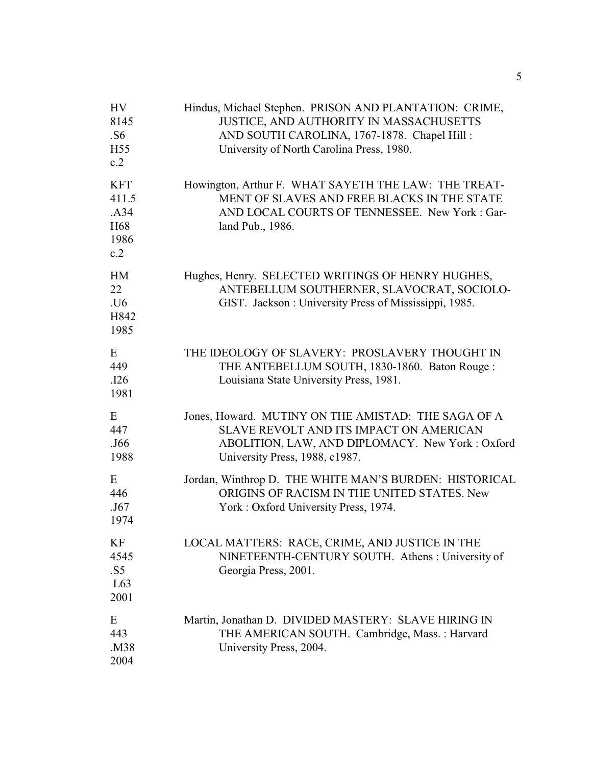| | |
|---|---|
| HV 8145 .S6 H55 c.2 | Hindus, Michael Stephen. PRISON AND PLANTATION: CRIME, JUSTICE, AND AUTHORITY IN MASSACHUSETTS AND SOUTH CAROLINA, 1767-1878. Chapel Hill : University of North Carolina Press, 1980. |
| KFT 411.5 .A34 H68 1986 c.2 | Howington, Arthur F. WHAT SAYETH THE LAW: THE TREAT-MENT OF SLAVES AND FREE BLACKS IN THE STATE AND LOCAL COURTS OF TENNESSEE. New York : Gar-land Pub., 1986. |
| HM 22 .U6 H842 1985 | Hughes, Henry. SELECTED WRITINGS OF HENRY HUGHES, ANTEBELLUM SOUTHERNER, SLAVOCRAT, SOCIOLO-GIST. Jackson : University Press of Mississippi, 1985. |
| E 449 .I26 1981 | THE IDEOLOGY OF SLAVERY: PROSLAVERY THOUGHT IN THE ANTEBELLUM SOUTH, 1830-1860. Baton Rouge : Louisiana State University Press, 1981. |
| E 447 .J66 1988 | Jones, Howard. MUTINY ON THE AMISTAD: THE SAGA OF A SLAVE REVOLT AND ITS IMPACT ON AMERICAN ABOLITION, LAW, AND DIPLOMACY. New York : Oxford University Press, 1988, c1987. |
| E 446 .J67 1974 | Jordan, Winthrop D. THE WHITE MAN'S BURDEN: HISTORICAL ORIGINS OF RACISM IN THE UNITED STATES. New York : Oxford University Press, 1974. |
| KF 4545 .S5 L63 2001 | LOCAL MATTERS: RACE, CRIME, AND JUSTICE IN THE NINETEENTH-CENTURY SOUTH. Athens : University of Georgia Press, 2001. |
| E 443 .M38 2004 | Martin, Jonathan D. DIVIDED MASTERY: SLAVE HIRING IN THE AMERICAN SOUTH. Cambridge, Mass. : Harvard University Press, 2004. |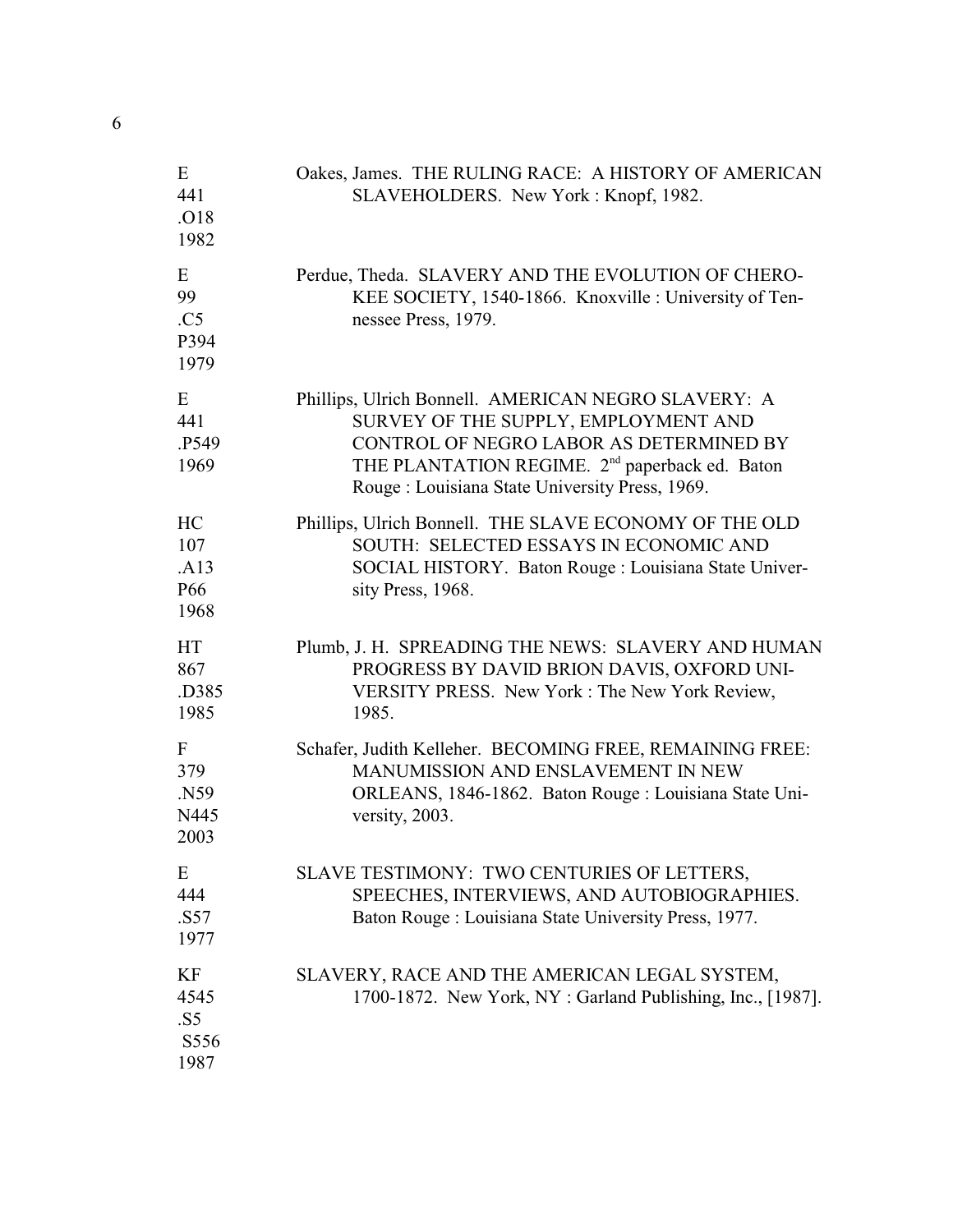| Call Number | Citation |
| --- | --- |
| E 441 .O18 1982 | Oakes, James. THE RULING RACE: A HISTORY OF AMERICAN SLAVEHOLDERS. New York : Knopf, 1982. |
| E 99 .C5 P394 1979 | Perdue, Theda. SLAVERY AND THE EVOLUTION OF CHEROKEE SOCIETY, 1540-1866. Knoxville : University of Tennessee Press, 1979. |
| E 441 .P549 1969 | Phillips, Ulrich Bonnell. AMERICAN NEGRO SLAVERY: A SURVEY OF THE SUPPLY, EMPLOYMENT AND CONTROL OF NEGRO LABOR AS DETERMINED BY THE PLANTATION REGIME. 2nd paperback ed. Baton Rouge : Louisiana State University Press, 1969. |
| HC 107 .A13 P66 1968 | Phillips, Ulrich Bonnell. THE SLAVE ECONOMY OF THE OLD SOUTH: SELECTED ESSAYS IN ECONOMIC AND SOCIAL HISTORY. Baton Rouge : Louisiana State University Press, 1968. |
| HT 867 .D385 1985 | Plumb, J. H. SPREADING THE NEWS: SLAVERY AND HUMAN PROGRESS BY DAVID BRION DAVIS, OXFORD UNIVERSITY PRESS. New York : The New York Review, 1985. |
| F 379 .N59 N445 2003 | Schafer, Judith Kelleher. BECOMING FREE, REMAINING FREE: MANUMISSION AND ENSLAVEMENT IN NEW ORLEANS, 1846-1862. Baton Rouge : Louisiana State University, 2003. |
| E 444 .S57 1977 | SLAVE TESTIMONY: TWO CENTURIES OF LETTERS, SPEECHES, INTERVIEWS, AND AUTOBIOGRAPHIES. Baton Rouge : Louisiana State University Press, 1977. |
| KF 4545 .S5 S556 1987 | SLAVERY, RACE AND THE AMERICAN LEGAL SYSTEM, 1700-1872. New York, NY : Garland Publishing, Inc., [1987]. |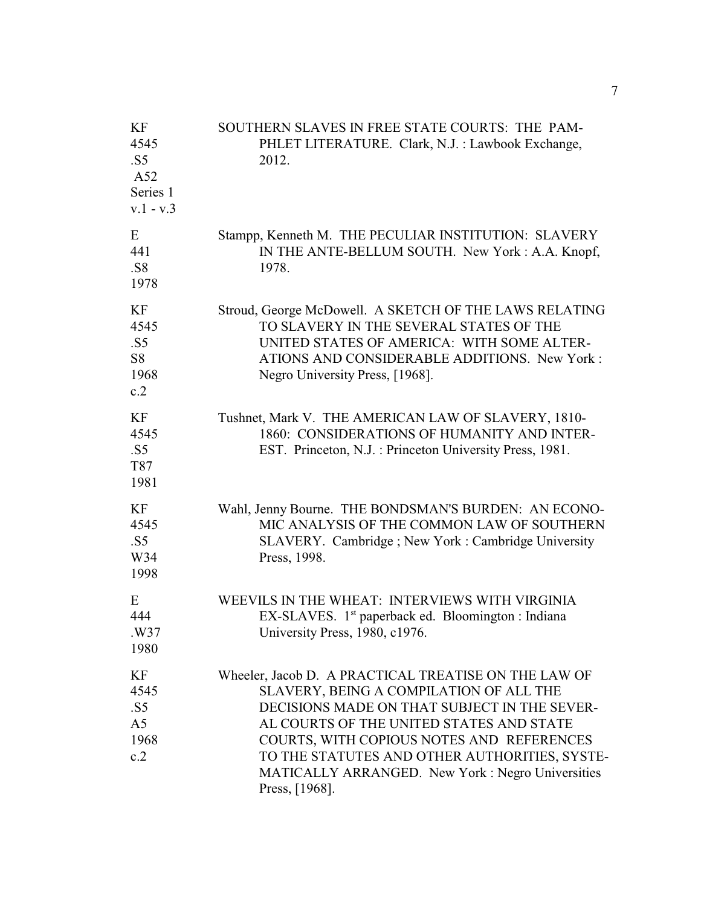| Call Number | Citation |
| --- | --- |
| KF 4545 .S5 A52 Series 1 v.1 - v.3 | SOUTHERN SLAVES IN FREE STATE COURTS: THE PAMPHLET LITERATURE. Clark, N.J. : Lawbook Exchange, 2012. |
| E 441 .S8 1978 | Stampp, Kenneth M. THE PECULIAR INSTITUTION: SLAVERY IN THE ANTE-BELLUM SOUTH. New York : A.A. Knopf, 1978. |
| KF 4545 .S5 S8 1968 c.2 | Stroud, George McDowell. A SKETCH OF THE LAWS RELATING TO SLAVERY IN THE SEVERAL STATES OF THE UNITED STATES OF AMERICA: WITH SOME ALTERATIONS AND CONSIDERABLE ADDITIONS. New York : Negro University Press, [1968]. |
| KF 4545 .S5 T87 1981 | Tushnet, Mark V. THE AMERICAN LAW OF SLAVERY, 1810-1860: CONSIDERATIONS OF HUMANITY AND INTEREST. Princeton, N.J. : Princeton University Press, 1981. |
| KF 4545 .S5 W34 1998 | Wahl, Jenny Bourne. THE BONDSMAN'S BURDEN: AN ECONOMIC ANALYSIS OF THE COMMON LAW OF SOUTHERN SLAVERY. Cambridge ; New York : Cambridge University Press, 1998. |
| E 444 .W37 1980 | WEEVILS IN THE WHEAT: INTERVIEWS WITH VIRGINIA EX-SLAVES. 1st paperback ed. Bloomington : Indiana University Press, 1980, c1976. |
| KF 4545 .S5 A5 1968 c.2 | Wheeler, Jacob D. A PRACTICAL TREATISE ON THE LAW OF SLAVERY, BEING A COMPILATION OF ALL THE DECISIONS MADE ON THAT SUBJECT IN THE SEVERAL COURTS OF THE UNITED STATES AND STATE COURTS, WITH COPIOUS NOTES AND REFERENCES TO THE STATUTES AND OTHER AUTHORITIES, SYSTEMATICALLY ARRANGED. New York : Negro Universities Press, [1968]. |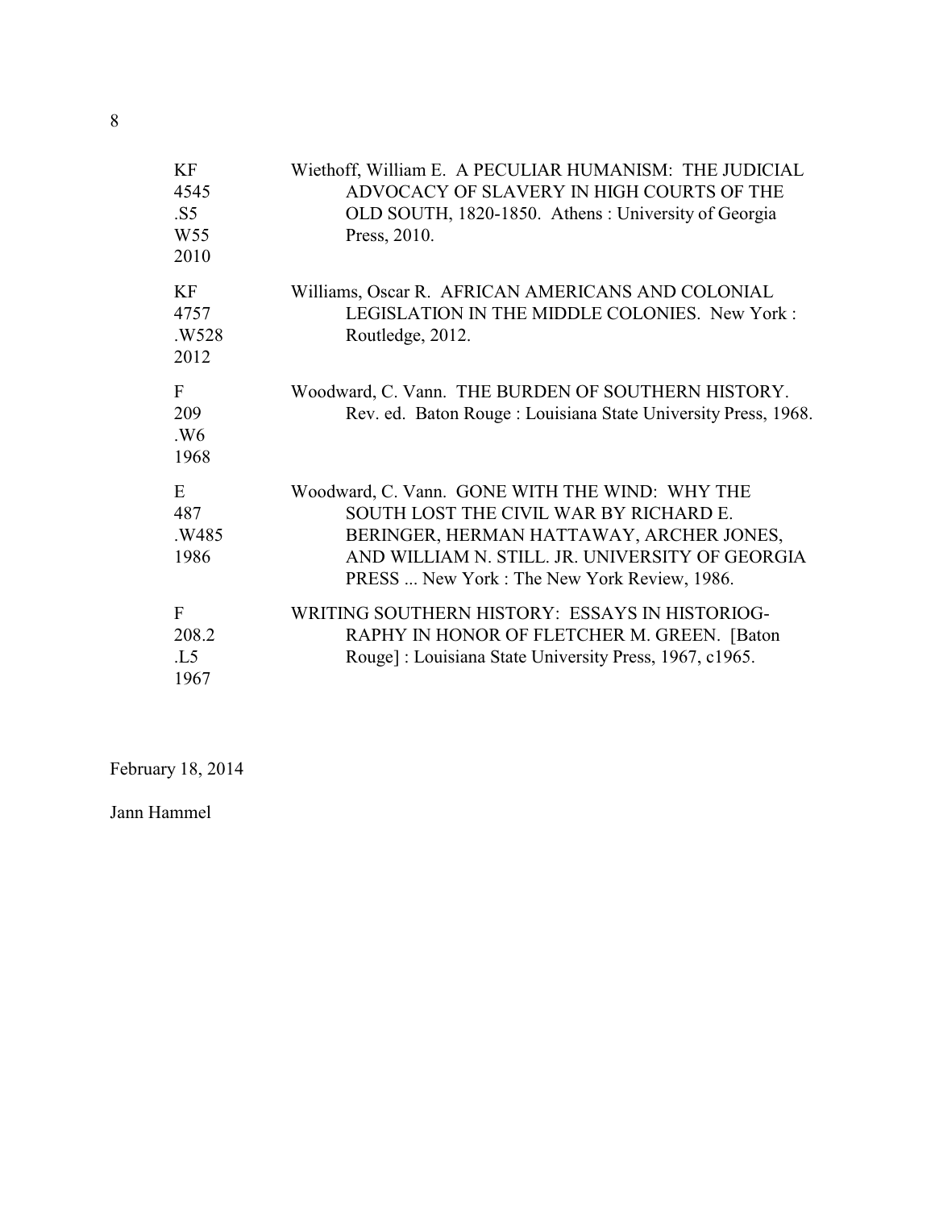| | |
|---|---|
| KF<br>4545<br>.S5<br>W55<br>2010 | Wiethoff, William E. A PECULIAR HUMANISM: THE JUDICIAL ADVOCACY OF SLAVERY IN HIGH COURTS OF THE OLD SOUTH, 1820-1850. Athens : University of Georgia Press, 2010. |
| KF<br>4757<br>.W528<br>2012 | Williams, Oscar R. AFRICAN AMERICANS AND COLONIAL LEGISLATION IN THE MIDDLE COLONIES. New York : Routledge, 2012. |
| F<br>209<br>.W6<br>1968 | Woodward, C. Vann. THE BURDEN OF SOUTHERN HISTORY. Rev. ed. Baton Rouge : Louisiana State University Press, 1968. |
| E<br>487<br>.W485<br>1986 | Woodward, C. Vann. GONE WITH THE WIND: WHY THE SOUTH LOST THE CIVIL WAR BY RICHARD E. BERINGER, HERMAN HATTAWAY, ARCHER JONES, AND WILLIAM N. STILL. JR. UNIVERSITY OF GEORGIA PRESS ... New York : The New York Review, 1986. |
| F<br>208.2<br>.L5<br>1967 | WRITING SOUTHERN HISTORY: ESSAYS IN HISTORIOG-RAPHY IN HONOR OF FLETCHER M. GREEN. [Baton Rouge] : Louisiana State University Press, 1967, c1965. |

February 18, 2014

Jann Hammel